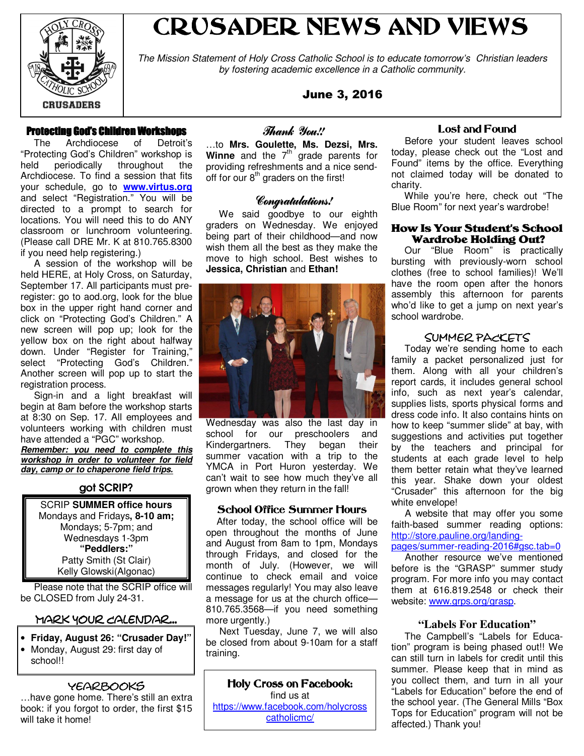# CRUSADER NEWS AND VIEWS

*The Mission Statement of Holy Cross Catholic School is to educate tomorrow's Christian leaders by fostering academic excellence in a Catholic community.*

**June 3, 2016**

## Protecting God's Children Workshops

The Archdiocese of Detroit's "Protecting God's Children" workshop is held periodically throughout the Archdiocese. To find a session that fits your schedule, go to **www.virtus.org** and select "Registration." You will be directed to a prompt to search for locations. You will need this to do ANY classroom or lunchroom volunteering. (Please call DRE Mr. K at 810.765.8300 if you need help registering.)

A session of the workshop will be held HERE, at Holy Cross, on Saturday, September 17. All participants must pre-register: go to aod.org, look for the blue box in the upper right hand corner and click on "Protecting God's Children." A new screen will pop up; look for the yellow box on the right about halfway down. Under "Register for Training," select "Protecting God's Children." Another screen will pop up to start the registration process.

Sign-in and a light breakfast will begin at 8am before the workshop starts at 8:30 on Sep. 17. All employees and volunteers working with children must have attended a "PGC" workshop.

***Remember: you need to complete this workshop in order to volunteer for field day, camp or to chaperone field trips.***

## got SCRIP?

SCRIP **SUMMER office hours**
Mondays and Fridays**, 8-10 am;**
Mondays; 5-7pm; and
Wednesdays 1-3pm
**"Peddlers:"**
Patty Smith (St Clair)
Kelly Glowski(Algonac)

Please note that the SCRIP office will be CLOSED from July 24-31.

## MARK YOUR CALENDAR...

- **Friday, August 26: "Crusader Day!"**
- Monday, August 29: first day of school!!

## YEARBOOKS

...have gone home. There's still an extra book: if you forgot to order, the first $15 will take it home!

## Thank You!!

...to **Mrs. Goulette, Ms. Dezsi, Mrs. Winne** and the 7th grade parents for providing refreshments and a nice send-off for our 8th graders on the first!

## Congratulations!

We said goodbye to our eighth graders on Wednesday. We enjoyed being part of their childhood—and now wish them all the best as they make the move to high school. Best wishes to **Jessica, Christian** and **Ethan!**

Wednesday was also the last day in school for our preschoolers and Kindergartners. They began their summer vacation with a trip to the YMCA in Port Huron yesterday. We can't wait to see how much they've all grown when they return in the fall!

## School Office Summer Hours

After today, the school office will be open throughout the months of June and August from 8am to 1pm, Mondays through Fridays, and closed for the month of July. (However, we will continue to check email and voice messages regularly! You may also leave a message for us at the church office—810.765.3568—if you need something more urgently.)

Next Tuesday, June 7, we will also be closed from about 9-10am for a staff training.

## Holy Cross on Facebook:

find us at
https://www.facebook.com/holycrosscatholicmc/

## Lost and Found

Before your student leaves school today, please check out the "Lost and Found" items by the office. Everything not claimed today will be donated to charity.

While you're here, check out "The Blue Room" for next year's wardrobe!

## How Is Your Student's School Wardrobe Holding Out?

Our "Blue Room" is practically bursting with previously-worn school clothes (free to school families)! We'll have the room open after the honors assembly this afternoon for parents who'd like to get a jump on next year's school wardrobe.

## SUMMER PACKETS

Today we're sending home to each family a packet personalized just for them. Along with all your children's report cards, it includes general school info, such as next year's calendar, supplies lists, sports physical forms and dress code info. It also contains hints on how to keep "summer slide" at bay, with suggestions and activities put together by the teachers and principal for students at each grade level to help them better retain what they've learned this year. Shake down your oldest "Crusader" this afternoon for the big white envelope!

A website that may offer you some faith-based summer reading options: http://store.pauline.org/landing-pages/summer-reading-2016#gsc.tab=0

Another resource we've mentioned before is the "GRASP" summer study program. For more info you may contact them at 616.819.2548 or check their website: www.grps.org/grasp.

## "Labels For Education"

The Campbell's "Labels for Education" program is being phased out!! We can still turn in labels for credit until this summer. Please keep that in mind as you collect them, and turn in all your "Labels for Education" before the end of the school year. (The General Mills "Box Tops for Education" program will not be affected.) Thank you!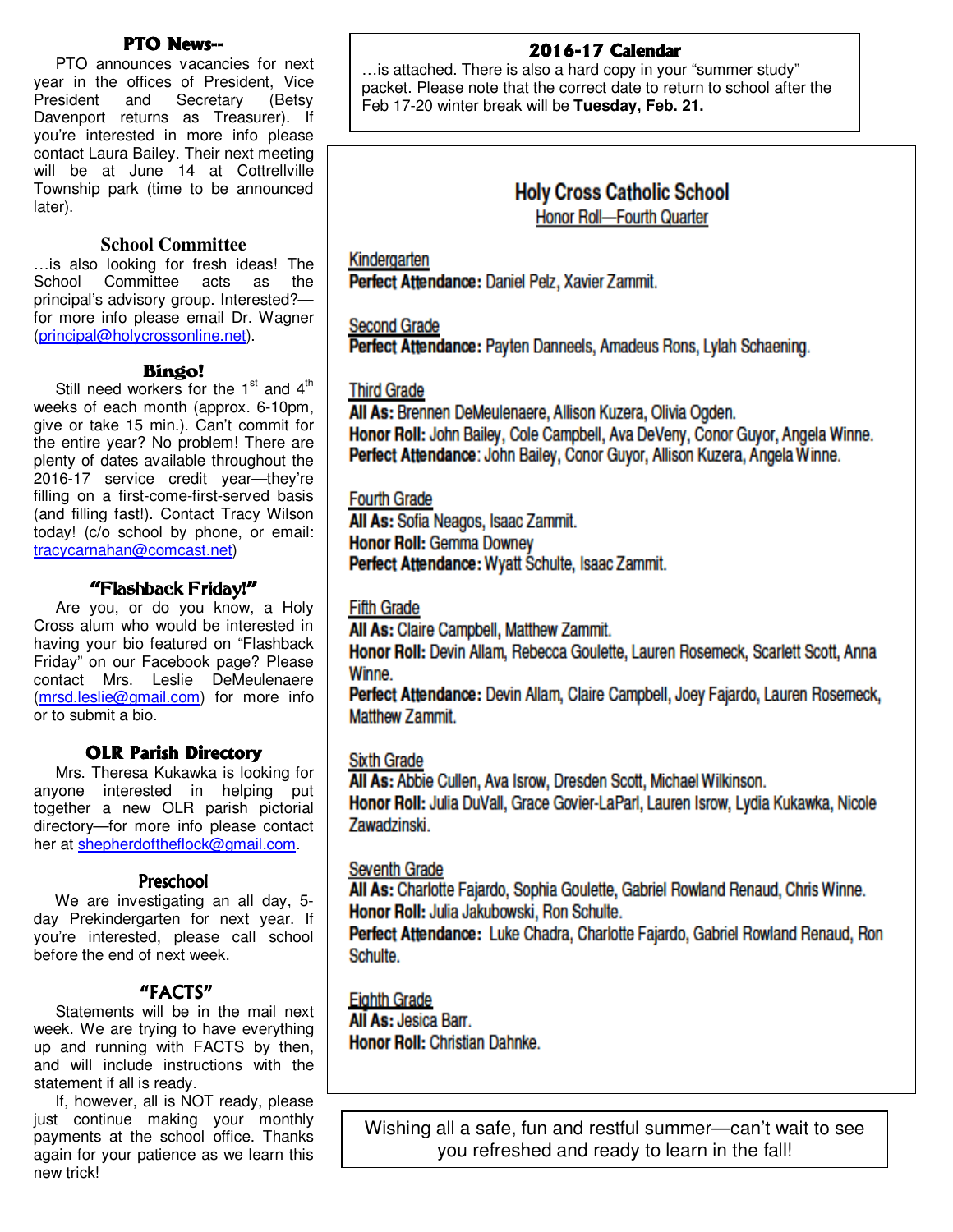## PTO News--

PTO announces vacancies for next year in the offices of President, Vice President and Secretary (Betsy Davenport returns as Treasurer). If you're interested in more info please contact Laura Bailey. Their next meeting will be at June 14 at Cottrellville Township park (time to be announced later).

## School Committee

…is also looking for fresh ideas! The School Committee acts as the principal's advisory group. Interested?—for more info please email Dr. Wagner (principal@holycrossonline.net).

## Bingo!

Still need workers for the 1st and 4th weeks of each month (approx. 6-10pm, give or take 15 min.). Can't commit for the entire year? No problem! There are plenty of dates available throughout the 2016-17 service credit year—they're filling on a first-come-first-served basis (and filling fast!). Contact Tracy Wilson today! (c/o school by phone, or email: tracycarnahan@comcast.net)

## "Flashback Friday!"

Are you, or do you know, a Holy Cross alum who would be interested in having your bio featured on "Flashback Friday" on our Facebook page? Please contact Mrs. Leslie DeMeulenaere (mrsd.leslie@gmail.com) for more info or to submit a bio.

## OLR Parish Directory

Mrs. Theresa Kukawka is looking for anyone interested in helping put together a new OLR parish pictorial directory—for more info please contact her at shepherdoftheflock@gmail.com.

## Preschool

We are investigating an all day, 5-day Prekindergarten for next year. If you're interested, please call school before the end of next week.

## "FACTS"

Statements will be in the mail next week. We are trying to have everything up and running with FACTS by then, and will include instructions with the statement if all is ready.

If, however, all is NOT ready, please just continue making your monthly payments at the school office. Thanks again for your patience as we learn this new trick!

## 2016-17 Calendar

…is attached. There is also a hard copy in your "summer study" packet. Please note that the correct date to return to school after the Feb 17-20 winter break will be **Tuesday, Feb. 21.**

# Holy Cross Catholic School

## Honor Roll—Fourth Quarter

### Kindergarten

**Perfect Attendance:** Daniel Pelz, Xavier Zammit.

### Second Grade

**Perfect Attendance:** Payten Danneels, Amadeus Rons, Lylah Schaening.

### Third Grade

**All As:** Brennen DeMeulenaere, Allison Kuzera, Olivia Ogden.
**Honor Roll:** John Bailey, Cole Campbell, Ava DeVeny, Conor Guyor, Angela Winne.
**Perfect Attendance**: John Bailey, Conor Guyor, Allison Kuzera, Angela Winne.

### Fourth Grade

**All As:** Sofia Neagos, Isaac Zammit.
**Honor Roll:** Gemma Downey
**Perfect Attendance:** Wyatt Schulte, Isaac Zammit.

### Fifth Grade

**All As:** Claire Campbell, Matthew Zammit.
**Honor Roll:** Devin Allam, Rebecca Goulette, Lauren Rosemeck, Scarlett Scott, Anna Winne.
**Perfect Attendance:** Devin Allam, Claire Campbell, Joey Fajardo, Lauren Rosemeck, Matthew Zammit.

### Sixth Grade

**All As:** Abbie Cullen, Ava Isrow, Dresden Scott, Michael Wilkinson.
**Honor Roll:** Julia DuVall, Grace Govier-LaParl, Lauren Isrow, Lydia Kukawka, Nicole Zawadzinski.

### Seventh Grade

**All As:** Charlotte Fajardo, Sophia Goulette, Gabriel Rowland Renaud, Chris Winne.
**Honor Roll:** Julia Jakubowski, Ron Schulte.
**Perfect Attendance:** Luke Chadra, Charlotte Fajardo, Gabriel Rowland Renaud, Ron Schulte.

### Eighth Grade

**All As:** Jesica Barr.
**Honor Roll:** Christian Dahnke.

Wishing all a safe, fun and restful summer—can't wait to see you refreshed and ready to learn in the fall!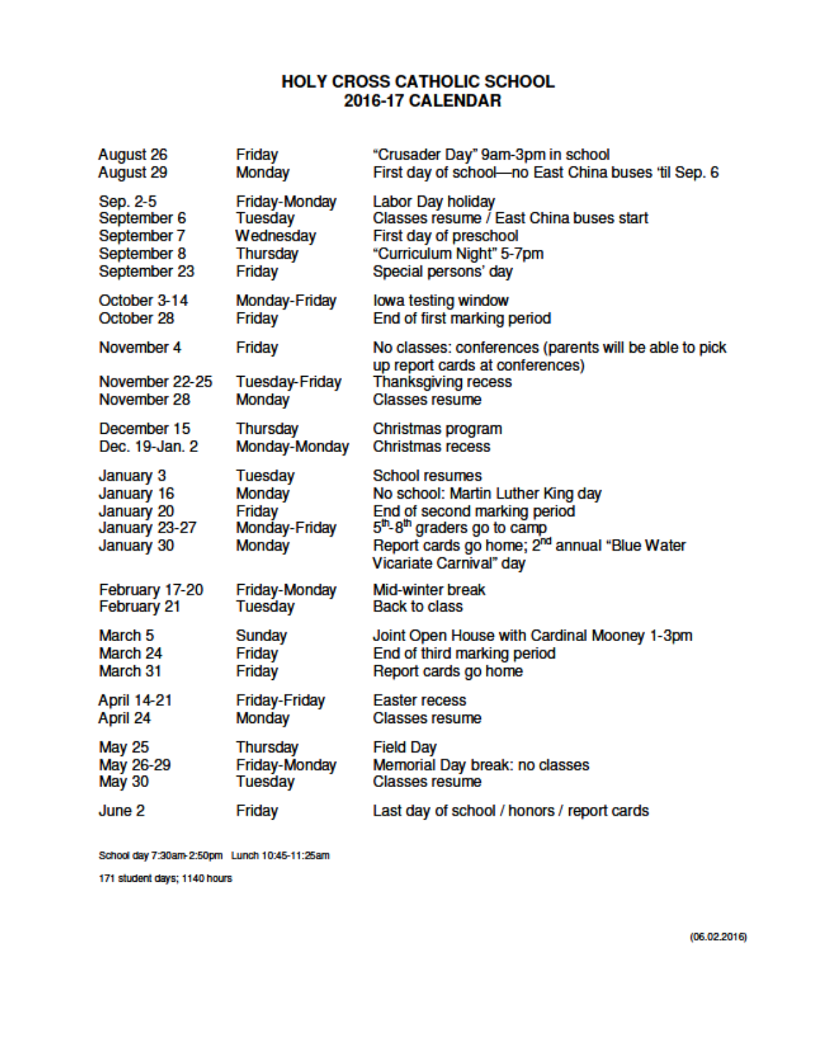# HOLY CROSS CATHOLIC SCHOOL
## 2016-17 CALENDAR

| | | |
|---|---|---|
| August 26 | Friday | "Crusader Day" 9am-3pm in school |
| August 29 | Monday | First day of school—no East China buses 'til Sep. 6 |
| Sep. 2-5 | Friday-Monday | Labor Day holiday |
| September 6 | Tuesday | Classes resume / East China buses start |
| September 7 | Wednesday | First day of preschool |
| September 8 | Thursday | "Curriculum Night" 5-7pm |
| September 23 | Friday | Special persons' day |
| October 3-14 | Monday-Friday | Iowa testing window |
| October 28 | Friday | End of first marking period |
| November 4 | Friday | No classes: conferences (parents will be able to pick up report cards at conferences) |
| November 22-25 | Tuesday-Friday | Thanksgiving recess |
| November 28 | Monday | Classes resume |
| December 15 | Thursday | Christmas program |
| Dec. 19-Jan. 2 | Monday-Monday | Christmas recess |
| January 3 | Tuesday | School resumes |
| January 16 | Monday | No school: Martin Luther King day |
| January 20 | Friday | End of second marking period |
| January 23-27 | Monday-Friday | 5th-8th graders go to camp |
| January 30 | Monday | Report cards go home; 2nd annual "Blue Water Vicariate Carnival" day |
| February 17-20 | Friday-Monday | Mid-winter break |
| February 21 | Tuesday | Back to class |
| March 5 | Sunday | Joint Open House with Cardinal Mooney 1-3pm |
| March 24 | Friday | End of third marking period |
| March 31 | Friday | Report cards go home |
| April 14-21 | Friday-Friday | Easter recess |
| April 24 | Monday | Classes resume |
| May 25 | Thursday | Field Day |
| May 26-29 | Friday-Monday | Memorial Day break: no classes |
| May 30 | Tuesday | Classes resume |
| June 2 | Friday | Last day of school / honors / report cards |

School day 7:30am-2:50pm Lunch 10:45-11:25am

171 student days; 1140 hours

(06.02.2016)